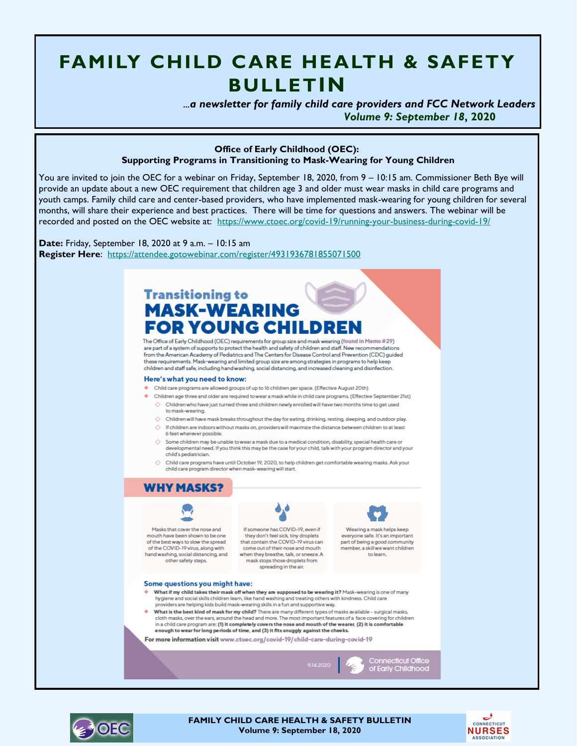# FAMILY CHILD CARE HEALTH & SAFETY BULLETIN

*...a newsletter for family child care providers and FCC Network Leaders*
*Volume 9: September 18, 2020*

### Office of Early Childhood (OEC): Supporting Programs in Transitioning to Mask-Wearing for Young Children

You are invited to join the OEC for a webinar on Friday, September 18, 2020, from 9 – 10:15 am. Commissioner Beth Bye will provide an update about a new OEC requirement that children age 3 and older must wear masks in child care programs and youth camps. Family child care and center-based providers, who have implemented mask-wearing for young children for several months, will share their experience and best practices. There will be time for questions and answers. The webinar will be recorded and posted on the OEC website at: https://www.ctoec.org/covid-19/running-your-business-during-covid-19/

**Date:** Friday, September 18, 2020 at 9 a.m. – 10:15 am
**Register Here**: https://attendee.gotowebinar.com/register/4931936781855071500

## Transitioning to MASK-WEARING FOR YOUNG CHILDREN

The Office of Early Childhood (OEC) requirements for group size and mask wearing (**found in Memo #29**) are part of a system of supports to protect the health and safety of children and staff. New recommendations from the American Academy of Pediatrics and The Centers for Disease Control and Prevention (CDC) guided these requirements. Mask-wearing and limited group size are among strategies in programs to help keep children and staff safe, including handwashing, social distancing, and increased cleaning and disinfection.

### Here's what you need to know:

- Child care programs are allowed groups of up to 16 children per space. (Effective August 20th)
- Children age three and older are required to wear a mask while in child care programs. (Effective September 21st)
  - Children who have just turned three and children newly enrolled will have two months time to get used to mask-wearing.
  - Children will have mask breaks throughout the day for eating, drinking, resting, sleeping, and outdoor play.
  - If children are indoors without masks on, providers will maximize the distance between children to at least 6 feet wherever possible.
  - Some children may be unable to wear a mask due to a medical condition, disability, special health care or developmental need. If you think this may be the case for your child, talk with your program director and your child's pediatrician.
  - Child care programs have until October 19, 2020, to help children get comfortable wearing masks. Ask your child care program director when mask-wearing will start.

### WHY MASKS?

Masks that cover the nose and mouth have been shown to be one of the best ways to slow the spread of the COVID-19 virus, along with hand washing, social distancing, and other safety steps.

If someone has COVID-19, even if they don't feel sick, tiny droplets that contain the COVID-19 virus can come out of their nose and mouth when they breathe, talk, or sneeze. A mask stops those droplets from spreading in the air.

Wearing a mask helps keep everyone safe. It's an important part of being a good community member, a skill we want children to learn.

### Some questions you might have:

- **What if my child takes their mask off when they are supposed to be wearing it?** Mask-wearing is one of many hygiene and social skills children learn, like hand washing and treating others with kindness. Child care providers are helping kids build mask-wearing skills in a fun and supportive way.
- **What is the best kind of mask for my child?** There are many different types of masks available – surgical masks, cloth masks, over the ears, around the head and more. The most important features of a face covering for children in a child care program are: **(1) it completely covers the nose and mouth of the wearer, (2) it is comfortable enough to wear for long periods of time, and (3) it fits snuggly against the cheeks.**

**For more information visit www.ctoec.org/covid-19/child-care-during-covid-19**

9.14.2020 | Connecticut Office of Early Childhood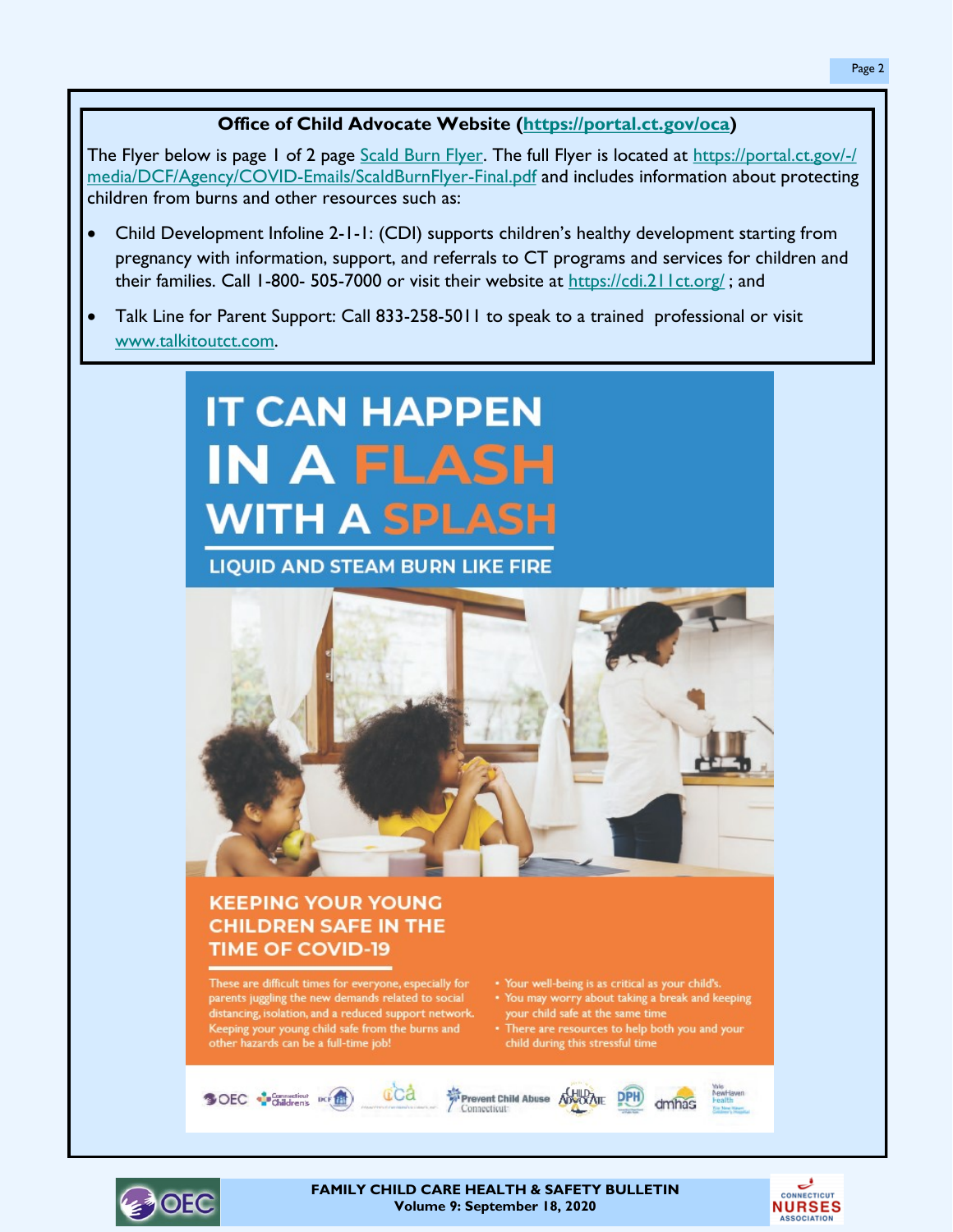### Office of Child Advocate Website (https://portal.ct.gov/oca)

The Flyer below is page 1 of 2 page Scald Burn Flyer. The full Flyer is located at https://portal.ct.gov/-/media/DCF/Agency/COVID-Emails/ScaldBurnFlyer-Final.pdf and includes information about protecting children from burns and other resources such as:

- Child Development Infoline 2-1-1: (CDI) supports children's healthy development starting from pregnancy with information, support, and referrals to CT programs and services for children and their families. Call 1-800- 505-7000 or visit their website at https://cdi.211ct.org/ ; and
- Talk Line for Parent Support: Call 833-258-5011 to speak to a trained professional or visit www.talkitoutct.com.

# IT CAN HAPPEN IN A FLASH WITH A SPLASH

## LIQUID AND STEAM BURN LIKE FIRE

## KEEPING YOUR YOUNG CHILDREN SAFE IN THE TIME OF COVID-19

These are difficult times for everyone, especially for parents juggling the new demands related to social distancing, isolation, and a reduced support network. Keeping your young child safe from the burns and other hazards can be a full-time job!

- Your well-being is as critical as your child's.
- You may worry about taking a break and keeping your child safe at the same time
- There are resources to help both you and your child during this stressful time

OEC · Connecticut Children's · DCF · OCA · Prevent Child Abuse Connecticut · Child Advocate · DPH · dmhas · Yale NewHaven Health

**FAMILY CHILD CARE HEALTH & SAFETY BULLETIN**
**Volume 9: September 18, 2020**